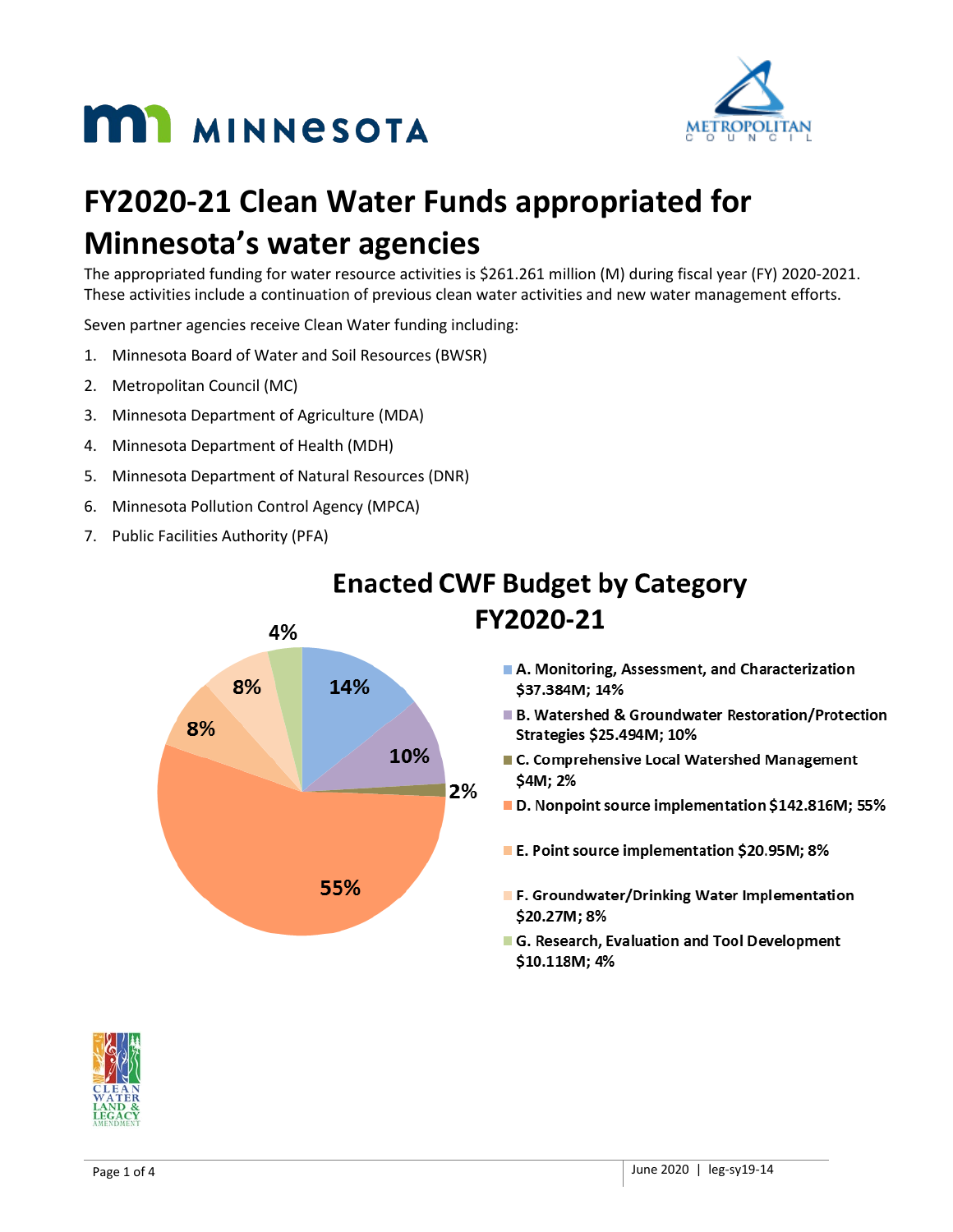# FY2020-21 Clean Water Funds appropriated for Minnesota's water agencies

The appropriated funding for water resource activities is $261.261 million (M) during fiscal year (FY) 2020-2021. These activities include a continuation of previous clean water activities and new water management efforts.

Seven partner agencies receive Clean Water funding including:

1. Minnesota Board of Water and Soil Resources (BWSR)
2. Metropolitan Council (MC)
3. Minnesota Department of Agriculture (MDA)
4. Minnesota Department of Health (MDH)
5. Minnesota Department of Natural Resources (DNR)
6. Minnesota Pollution Control Agency (MPCA)
7. Public Facilities Authority (PFA)

## Enacted CWF Budget by Category FY2020-21

- **A. Monitoring, Assessment, and Characterization $37.384M; 14%**
- **B. Watershed & Groundwater Restoration/Protection Strategies $25.494M; 10%**
- **C. Comprehensive Local Watershed Management $4M; 2%**
- **D. Nonpoint source implementation $142.816M; 55%**
- **E. Point source implementation $20.95M; 8%**
- **F. Groundwater/Drinking Water Implementation $20.27M; 8%**
- **G. Research, Evaluation and Tool Development $10.118M; 4%**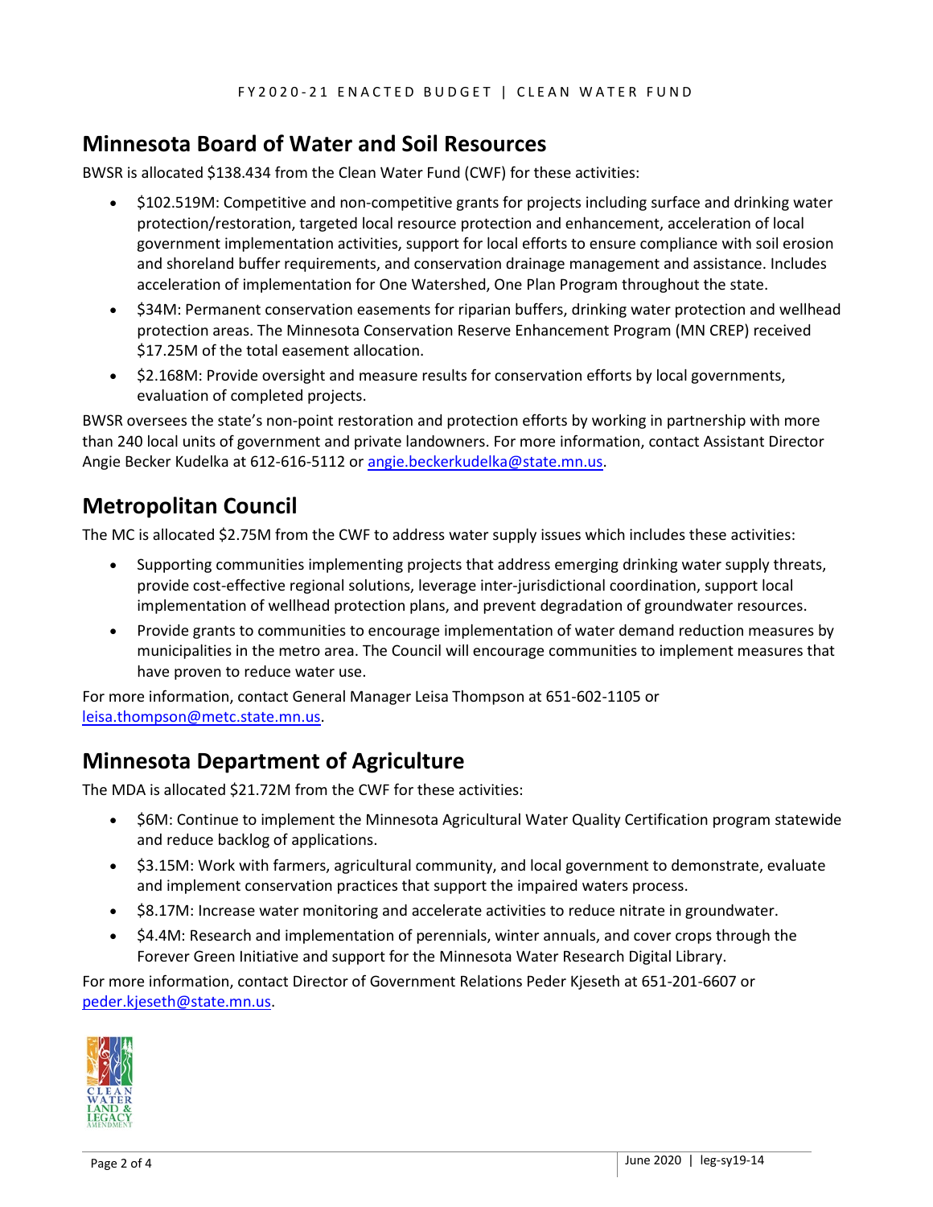## Minnesota Board of Water and Soil Resources

BWSR is allocated $138.434 from the Clean Water Fund (CWF) for these activities:

- $102.519M: Competitive and non-competitive grants for projects including surface and drinking water protection/restoration, targeted local resource protection and enhancement, acceleration of local government implementation activities, support for local efforts to ensure compliance with soil erosion and shoreland buffer requirements, and conservation drainage management and assistance. Includes acceleration of implementation for One Watershed, One Plan Program throughout the state.
- $34M: Permanent conservation easements for riparian buffers, drinking water protection and wellhead protection areas. The Minnesota Conservation Reserve Enhancement Program (MN CREP) received $17.25M of the total easement allocation.
- $2.168M: Provide oversight and measure results for conservation efforts by local governments, evaluation of completed projects.

BWSR oversees the state's non-point restoration and protection efforts by working in partnership with more than 240 local units of government and private landowners. For more information, contact Assistant Director Angie Becker Kudelka at 612-616-5112 or angie.beckerkudelka@state.mn.us.

## Metropolitan Council

The MC is allocated $2.75M from the CWF to address water supply issues which includes these activities:

- Supporting communities implementing projects that address emerging drinking water supply threats, provide cost-effective regional solutions, leverage inter-jurisdictional coordination, support local implementation of wellhead protection plans, and prevent degradation of groundwater resources.
- Provide grants to communities to encourage implementation of water demand reduction measures by municipalities in the metro area. The Council will encourage communities to implement measures that have proven to reduce water use.

For more information, contact General Manager Leisa Thompson at 651-602-1105 or leisa.thompson@metc.state.mn.us.

## Minnesota Department of Agriculture

The MDA is allocated $21.72M from the CWF for these activities:

- $6M: Continue to implement the Minnesota Agricultural Water Quality Certification program statewide and reduce backlog of applications.
- $3.15M: Work with farmers, agricultural community, and local government to demonstrate, evaluate and implement conservation practices that support the impaired waters process.
- $8.17M: Increase water monitoring and accelerate activities to reduce nitrate in groundwater.
- $4.4M: Research and implementation of perennials, winter annuals, and cover crops through the Forever Green Initiative and support for the Minnesota Water Research Digital Library.

For more information, contact Director of Government Relations Peder Kjeseth at 651-201-6607 or peder.kjeseth@state.mn.us.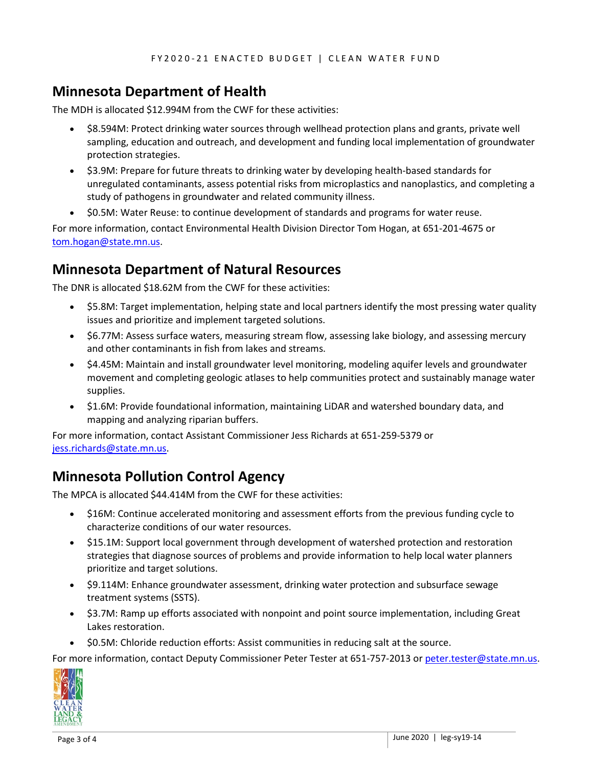## Minnesota Department of Health

The MDH is allocated $12.994M from the CWF for these activities:

- $8.594M: Protect drinking water sources through wellhead protection plans and grants, private well sampling, education and outreach, and development and funding local implementation of groundwater protection strategies.
- $3.9M: Prepare for future threats to drinking water by developing health-based standards for unregulated contaminants, assess potential risks from microplastics and nanoplastics, and completing a study of pathogens in groundwater and related community illness.
- $0.5M: Water Reuse: to continue development of standards and programs for water reuse.

For more information, contact Environmental Health Division Director Tom Hogan, at 651-201-4675 or tom.hogan@state.mn.us.

## Minnesota Department of Natural Resources

The DNR is allocated $18.62M from the CWF for these activities:

- $5.8M: Target implementation, helping state and local partners identify the most pressing water quality issues and prioritize and implement targeted solutions.
- $6.77M: Assess surface waters, measuring stream flow, assessing lake biology, and assessing mercury and other contaminants in fish from lakes and streams.
- $4.45M: Maintain and install groundwater level monitoring, modeling aquifer levels and groundwater movement and completing geologic atlases to help communities protect and sustainably manage water supplies.
- $1.6M: Provide foundational information, maintaining LiDAR and watershed boundary data, and mapping and analyzing riparian buffers.

For more information, contact Assistant Commissioner Jess Richards at 651-259-5379 or jess.richards@state.mn.us.

## Minnesota Pollution Control Agency

The MPCA is allocated $44.414M from the CWF for these activities:

- $16M: Continue accelerated monitoring and assessment efforts from the previous funding cycle to characterize conditions of our water resources.
- $15.1M: Support local government through development of watershed protection and restoration strategies that diagnose sources of problems and provide information to help local water planners prioritize and target solutions.
- $9.114M: Enhance groundwater assessment, drinking water protection and subsurface sewage treatment systems (SSTS).
- $3.7M: Ramp up efforts associated with nonpoint and point source implementation, including Great Lakes restoration.
- $0.5M: Chloride reduction efforts: Assist communities in reducing salt at the source.

For more information, contact Deputy Commissioner Peter Tester at 651-757-2013 or peter.tester@state.mn.us.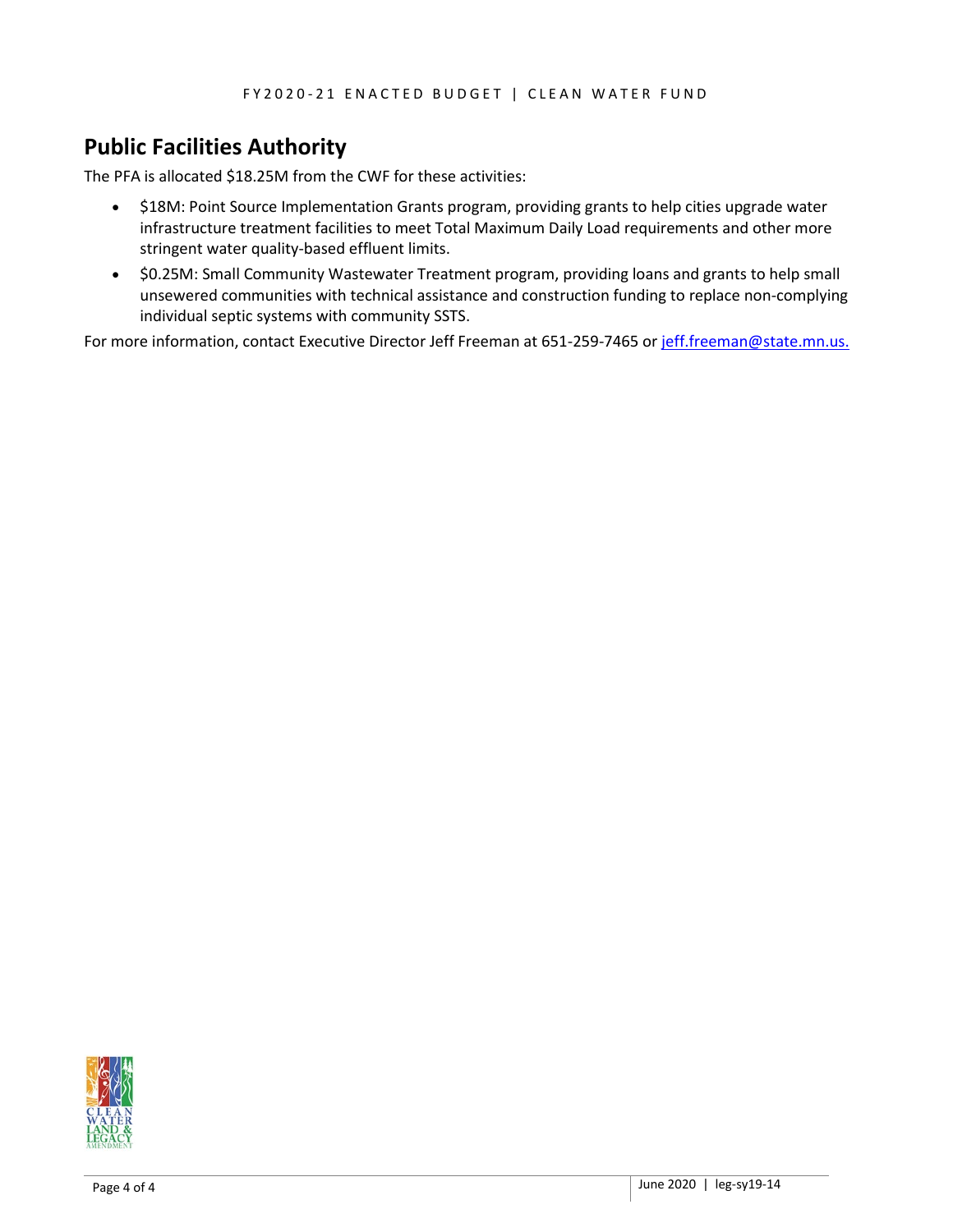## Public Facilities Authority

The PFA is allocated $18.25M from the CWF for these activities:

- $18M: Point Source Implementation Grants program, providing grants to help cities upgrade water infrastructure treatment facilities to meet Total Maximum Daily Load requirements and other more stringent water quality-based effluent limits.
- $0.25M: Small Community Wastewater Treatment program, providing loans and grants to help small unsewered communities with technical assistance and construction funding to replace non-complying individual septic systems with community SSTS.

For more information, contact Executive Director Jeff Freeman at 651-259-7465 or jeff.freeman@state.mn.us.